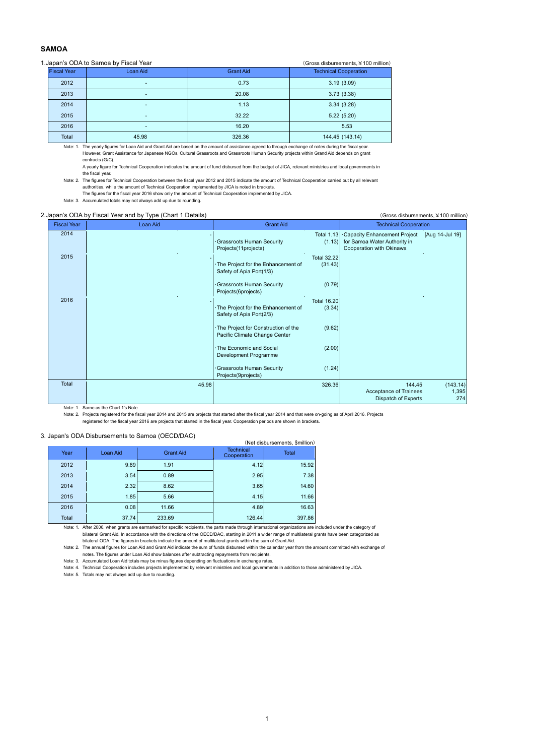## SAMOA

1.Japan's ODA to Samoa by Fiscal Year

(Gross disbursements, ¥100 million)

| Fiscal Year | Loan Aid | Grant Aid | Technical Cooperation |
|---|---|---|---|
| 2012 | - | 0.73 | 3.19 (3.09) |
| 2013 | - | 20.08 | 3.73 (3.38) |
| 2014 | - | 1.13 | 3.34 (3.28) |
| 2015 | - | 32.22 | 5.22 (5.20) |
| 2016 | - | 16.20 | 5.53 |
| Total | 45.98 | 326.36 | 144.45 (143.14) |

Note: 1. The yearly figures for Loan Aid and Grant Aid are based on the amount of assistance agreed to through exchange of notes during the fiscal year. However, Grant Assistance for Japanese NGOs, Cultural Grassroots and Grassroots Human Security projects within Grand Aid depends on grant contracts (G/C).
A yearly figure for Technical Cooperation indicates the amount of fund disbursed from the budget of JICA, relevant ministries and local governments in the fiscal year.

Note: 2. The figures for Technical Cooperation between the fiscal year 2012 and 2015 indicate the amount of Technical Cooperation carried out by all relevant authorities, while the amount of Technical Cooperation implemented by JICA is noted in brackets.
The figures for the fiscal year 2016 show only the amount of Technical Cooperation implemented by JICA.

Note: 3. Accumulated totals may not always add up due to rounding.

2.Japan's ODA by Fiscal Year and by Type (Chart 1 Details)

(Gross disbursements, ¥100 million)

| Fiscal Year | Loan Aid | Grant Aid | Technical Cooperation |
|---|---|---|---|
| 2014 | - | Total 1.13<br>·Grassroots Human Security Projects(11projects) (1.13) | ·Capacity Enhancement Project for Samoa Water Authority in Cooperation with Okinawa [Aug 14-Jul 19] |
| 2015 | - | Total 32.22<br>·The Project for the Enhancement of Safety of Apia Port(1/3) (31.43)<br>·Grassroots Human Security Projects(6projects) (0.79) | |
| 2016 | - | Total 16.20<br>·The Project for the Enhancement of Safety of Apia Port(2/3) (3.34)<br>·The Project for Construction of the Pacific Climate Change Center (9.62)<br>·The Economic and Social Development Programme (2.00)<br>·Grassroots Human Security Projects(9projects) (1.24) | |
| Total | 45.98 | 326.36 | 144.45 (143.14)<br>Acceptance of Trainees 1,395<br>Dispatch of Experts 274 |

Note: 1. Same as the Chart 1's Note.

Note: 2. Projects registered for the fiscal year 2014 and 2015 are projects that started after the fiscal year 2014 and that were on-going as of April 2016. Projects registered for the fiscal year 2016 are projects that started in the fiscal year. Cooperation periods are shown in brackets.

3. Japan's ODA Disbursements to Samoa (OECD/DAC)

(Net disbursements, $million)

| Year | Loan Aid | Grant Aid | Technical Cooperation | Total |
|---|---|---|---|---|
| 2012 | 9.89 | 1.91 | 4.12 | 15.92 |
| 2013 | 3.54 | 0.89 | 2.95 | 7.38 |
| 2014 | 2.32 | 8.62 | 3.65 | 14.60 |
| 2015 | 1.85 | 5.66 | 4.15 | 11.66 |
| 2016 | 0.08 | 11.66 | 4.89 | 16.63 |
| Total | 37.74 | 233.69 | 126.44 | 397.86 |

Note: 1. After 2006, when grants are earmarked for specific recipients, the parts made through international organizations are included under the category of bilateral Grant Aid. In accordance with the directions of the OECD/DAC, starting in 2011 a wider range of multilateral grants have been categorized as bilateral ODA. The figures in brackets indicate the amount of multilateral grants within the sum of Grant Aid.

Note: 2. The annual figures for Loan Aid and Grant Aid indicate the sum of funds disbursed within the calendar year from the amount committed with exchange of notes. The figures under Loan Aid show balances after subtracting repayments from recipients.

Note: 3. Accumulated Loan Aid totals may be minus figures depending on fluctuations in exchange rates.

Note: 4. Technical Cooperation includes projects implemented by relevant ministries and local governments in addition to those administered by JICA.

Note: 5. Totals may not always add up due to rounding.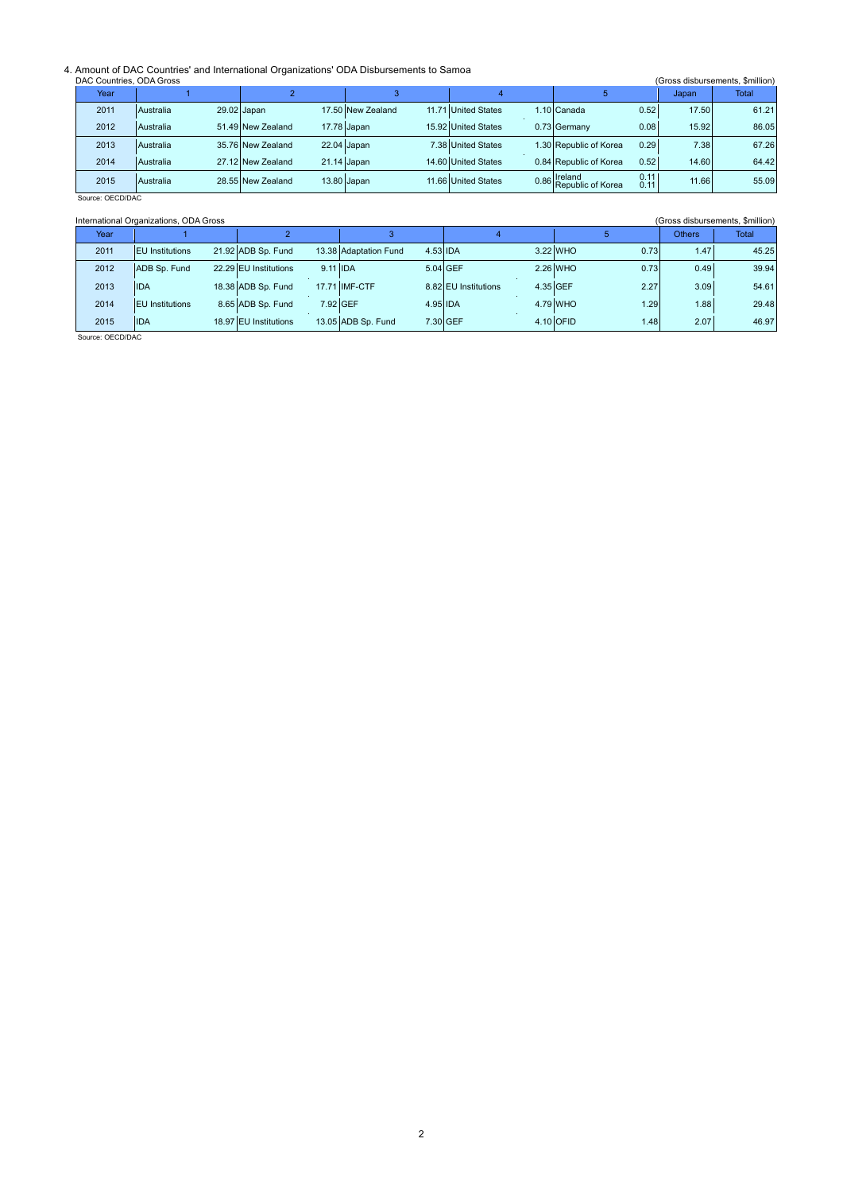### 4. Amount of DAC Countries' and International Organizations' ODA Disbursements to Samoa

DAC Countries, ODA Gross (Gross disbursements, $million)

| Year | 1 | | 2 | | 3 | | 4 | | 5 | | Japan | Total |
|---|---|---|---|---|---|---|---|---|---|---|---|---|
| 2011 | Australia | 29.02 | Japan | 17.50 | New Zealand | 11.71 | United States | 1.10 | Canada | 0.52 | 17.50 | 61.21 |
| 2012 | Australia | 51.49 | New Zealand | 17.78 | Japan | 15.92 | United States | 0.73 | Germany | 0.08 | 15.92 | 86.05 |
| 2013 | Australia | 35.76 | New Zealand | 22.04 | Japan | 7.38 | United States | 1.30 | Republic of Korea | 0.29 | 7.38 | 67.26 |
| 2014 | Australia | 27.12 | New Zealand | 21.14 | Japan | 14.60 | United States | 0.84 | Republic of Korea | 0.52 | 14.60 | 64.42 |
| 2015 | Australia | 28.55 | New Zealand | 13.80 | Japan | 11.66 | United States | 0.86 | Ireland<br>Republic of Korea | 0.11<br>0.11 | 11.66 | 55.09 |

Source: OECD/DAC

International Organizations, ODA Gross (Gross disbursements, $million)

| Year | 1 | | 2 | | 3 | | 4 | | 5 | | Others | Total |
|---|---|---|---|---|---|---|---|---|---|---|---|---|
| 2011 | EU Institutions | 21.92 | ADB Sp. Fund | 13.38 | Adaptation Fund | 4.53 | IDA | 3.22 | WHO | 0.73 | 1.47 | 45.25 |
| 2012 | ADB Sp. Fund | 22.29 | EU Institutions | 9.11 | IDA | 5.04 | GEF | 2.26 | WHO | 0.73 | 0.49 | 39.94 |
| 2013 | IDA | 18.38 | ADB Sp. Fund | 17.71 | IMF-CTF | 8.82 | EU Institutions | 4.35 | GEF | 2.27 | 3.09 | 54.61 |
| 2014 | EU Institutions | 8.65 | ADB Sp. Fund | 7.92 | GEF | 4.95 | IDA | 4.79 | WHO | 1.29 | 1.88 | 29.48 |
| 2015 | IDA | 18.97 | EU Institutions | 13.05 | ADB Sp. Fund | 7.30 | GEF | 4.10 | OFID | 1.48 | 2.07 | 46.97 |

Source: OECD/DAC